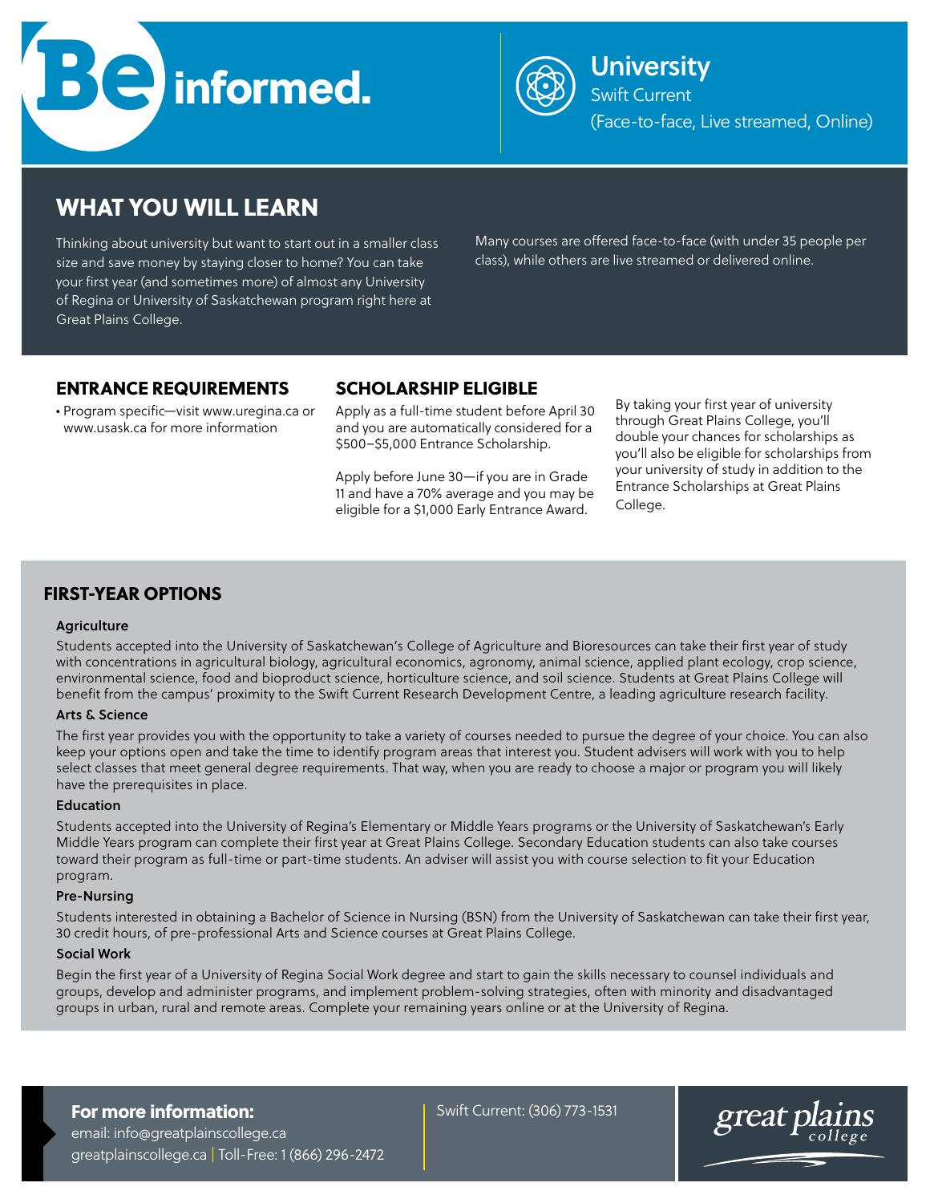# Be informed.

## University

Swift Current
(Face-to-face, Live streamed, Online)

## WHAT YOU WILL LEARN

Thinking about university but want to start out in a smaller class size and save money by staying closer to home? You can take your first year (and sometimes more) of almost any University of Regina or University of Saskatchewan program right here at Great Plains College.

Many courses are offered face-to-face (with under 35 people per class), while others are live streamed or delivered online.

## ENTRANCE REQUIREMENTS

- Program specific—visit www.uregina.ca or www.usask.ca for more information

## SCHOLARSHIP ELIGIBLE

Apply as a full-time student before April 30 and you are automatically considered for a $500–$5,000 Entrance Scholarship.

Apply before June 30—if you are in Grade 11 and have a 70% average and you may be eligible for a $1,000 Early Entrance Award.

By taking your first year of university through Great Plains College, you'll double your chances for scholarships as you'll also be eligible for scholarships from your university of study in addition to the Entrance Scholarships at Great Plains College.

## FIRST-YEAR OPTIONS

### Agriculture

Students accepted into the University of Saskatchewan's College of Agriculture and Bioresources can take their first year of study with concentrations in agricultural biology, agricultural economics, agronomy, animal science, applied plant ecology, crop science, environmental science, food and bioproduct science, horticulture science, and soil science. Students at Great Plains College will benefit from the campus' proximity to the Swift Current Research Development Centre, a leading agriculture research facility.

### Arts & Science

The first year provides you with the opportunity to take a variety of courses needed to pursue the degree of your choice. You can also keep your options open and take the time to identify program areas that interest you. Student advisers will work with you to help select classes that meet general degree requirements. That way, when you are ready to choose a major or program you will likely have the prerequisites in place.

### Education

Students accepted into the University of Regina's Elementary or Middle Years programs or the University of Saskatchewan's Early Middle Years program can complete their first year at Great Plains College. Secondary Education students can also take courses toward their program as full-time or part-time students. An adviser will assist you with course selection to fit your Education program.

### Pre-Nursing

Students interested in obtaining a Bachelor of Science in Nursing (BSN) from the University of Saskatchewan can take their first year, 30 credit hours, of pre-professional Arts and Science courses at Great Plains College.

### Social Work

Begin the first year of a University of Regina Social Work degree and start to gain the skills necessary to counsel individuals and groups, develop and administer programs, and implement problem-solving strategies, often with minority and disadvantaged groups in urban, rural and remote areas. Complete your remaining years online or at the University of Regina.

**For more information:**
email: info@greatplainscollege.ca
greatplainscollege.ca | Toll-Free: 1 (866) 296-2472

Swift Current: (306) 773-1531

great plains college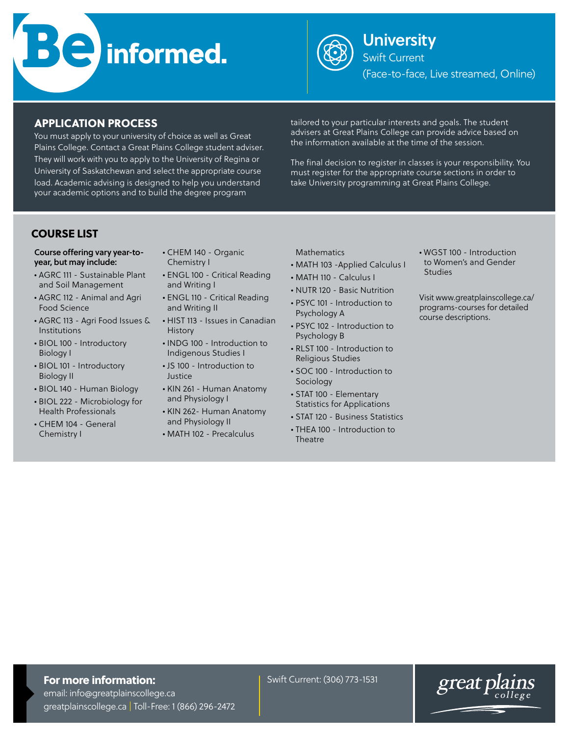# Be informed.

## University

Swift Current

(Face-to-face, Live streamed, Online)

## APPLICATION PROCESS

You must apply to your university of choice as well as Great Plains College. Contact a Great Plains College student adviser. They will work with you to apply to the University of Regina or University of Saskatchewan and select the appropriate course load. Academic advising is designed to help you understand your academic options and to build the degree program tailored to your particular interests and goals. The student advisers at Great Plains College can provide advice based on the information available at the time of the session.

The final decision to register in classes is your responsibility. You must register for the appropriate course sections in order to take University programming at Great Plains College.

## COURSE LIST

**Course offering vary year-to-year, but may include:**

- AGRC 111 - Sustainable Plant and Soil Management
- AGRC 112 - Animal and Agri Food Science
- AGRC 113 - Agri Food Issues & Institutions
- BIOL 100 - Introductory Biology I
- BIOL 101 - Introductory Biology II
- BIOL 140 - Human Biology
- BIOL 222 - Microbiology for Health Professionals
- CHEM 104 - General Chemistry I
- CHEM 140 - Organic Chemistry I
- ENGL 100 - Critical Reading and Writing I
- ENGL 110 - Critical Reading and Writing II
- HIST 113 - Issues in Canadian History
- INDG 100 - Introduction to Indigenous Studies I
- JS 100 - Introduction to Justice
- KIN 261 - Human Anatomy and Physiology I
- KIN 262- Human Anatomy and Physiology II
- MATH 102 - Precalculus Mathematics
- MATH 103 -Applied Calculus I
- MATH 110 - Calculus I
- NUTR 120 - Basic Nutrition
- PSYC 101 - Introduction to Psychology A
- PSYC 102 - Introduction to Psychology B
- RLST 100 - Introduction to Religious Studies
- SOC 100 - Introduction to Sociology
- STAT 100 - Elementary Statistics for Applications
- STAT 120 - Business Statistics
- THEA 100 - Introduction to Theatre
- WGST 100 - Introduction to Women's and Gender Studies

Visit www.greatplainscollege.ca/programs-courses for detailed course descriptions.

**For more information:**

email: info@greatplainscollege.ca

greatplainscollege.ca | Toll-Free: 1 (866) 296-2472

Swift Current: (306) 773-1531

great plains college